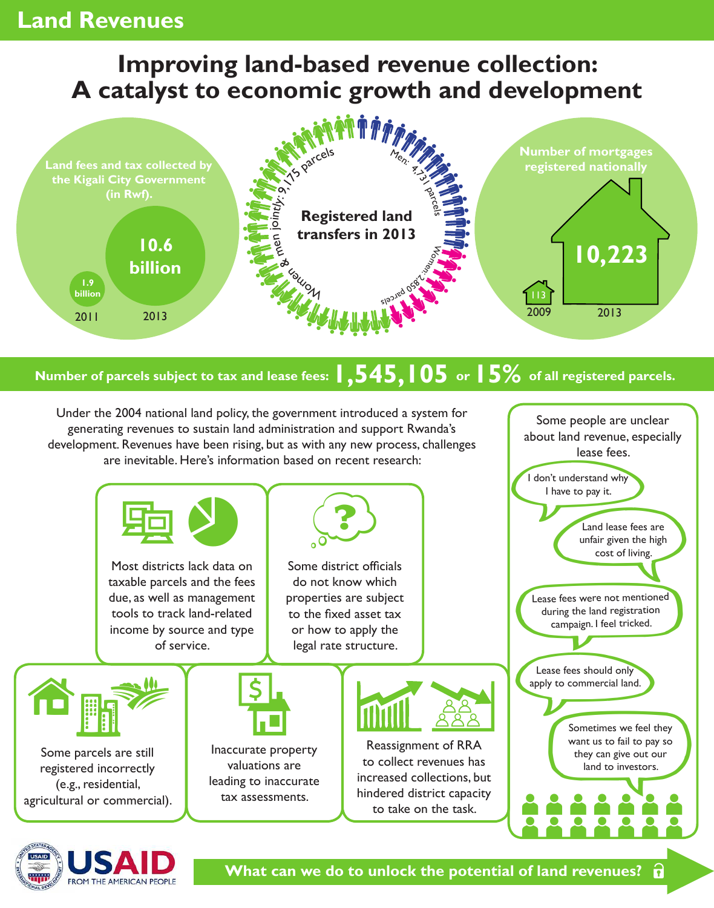# Land Revenues

## Improving land-based revenue collection: A catalyst to economic growth and development

**Land fees and tax collected by the Kigali City Government (in Rwf).**

- 2011: 1.9 billion
- 2013: 10.6 billion

**Registered land transfers in 2013**

- Women & men jointly: 9,175 parcels
- Men: 4,731 parcels
- Women: 2,850 parcels

**Number of mortgages registered nationally**

- 2009: 113
- 2013: 10,223

**Number of parcels subject to tax and lease fees: 1,545,105 or 15% of all registered parcels.**

Under the 2004 national land policy, the government introduced a system for generating revenues to sustain land administration and support Rwanda's development. Revenues have been rising, but as with any new process, challenges are inevitable. Here's information based on recent research:

- Most districts lack data on taxable parcels and the fees due, as well as management tools to track land-related income by source and type of service.
- Some district officials do not know which properties are subject to the fixed asset tax or how to apply the legal rate structure.
- Some parcels are still registered incorrectly (e.g., residential, agricultural or commercial).
- Inaccurate property valuations are leading to inaccurate tax assessments.
- Reassignment of RRA to collect revenues has increased collections, but hindered district capacity to take on the task.

Some people are unclear about land revenue, especially lease fees.

- "I don't understand why I have to pay it."
- "Land lease fees are unfair given the high cost of living."
- "Lease fees were not mentioned during the land registration campaign. I feel tricked."
- "Lease fees should only apply to commercial land."
- "Sometimes we feel they want us to fail to pay so they can give out our land to investors."

USAID FROM THE AMERICAN PEOPLE

**What can we do to unlock the potential of land revenues?**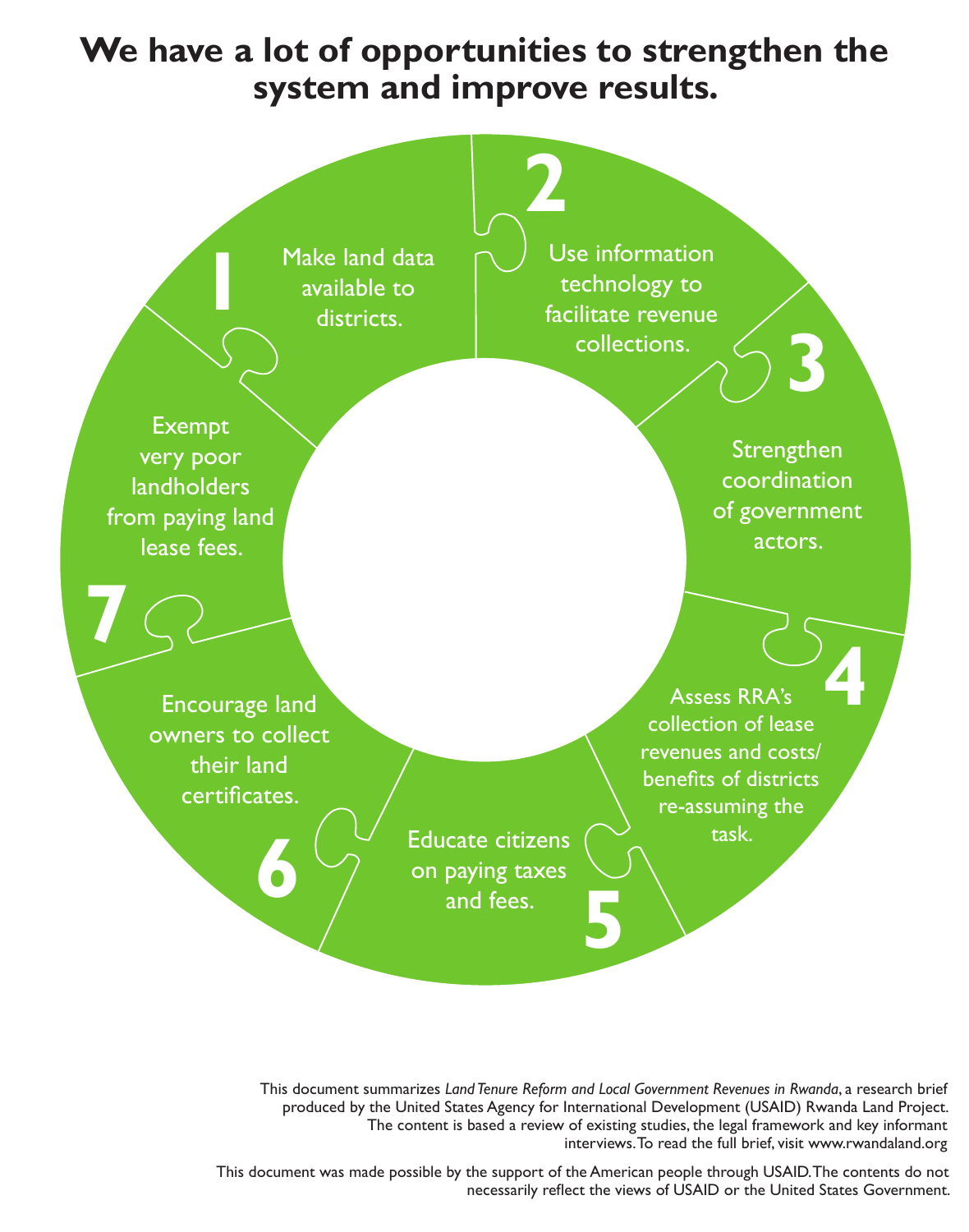# We have a lot of opportunities to strengthen the system and improve results.

1. Make land data available to districts.
2. Use information technology to facilitate revenue collections.
3. Strengthen coordination of government actors.
4. Assess RRA's collection of lease revenues and costs/ benefits of districts re-assuming the task.
5. Educate citizens on paying taxes and fees.
6. Encourage land owners to collect their land certificates.
7. Exempt very poor landholders from paying land lease fees.

This document summarizes *Land Tenure Reform and Local Government Revenues in Rwanda*, a research brief produced by the United States Agency for International Development (USAID) Rwanda Land Project. The content is based a review of existing studies, the legal framework and key informant interviews. To read the full brief, visit www.rwandaland.org

This document was made possible by the support of the American people through USAID. The contents do not necessarily reflect the views of USAID or the United States Government.